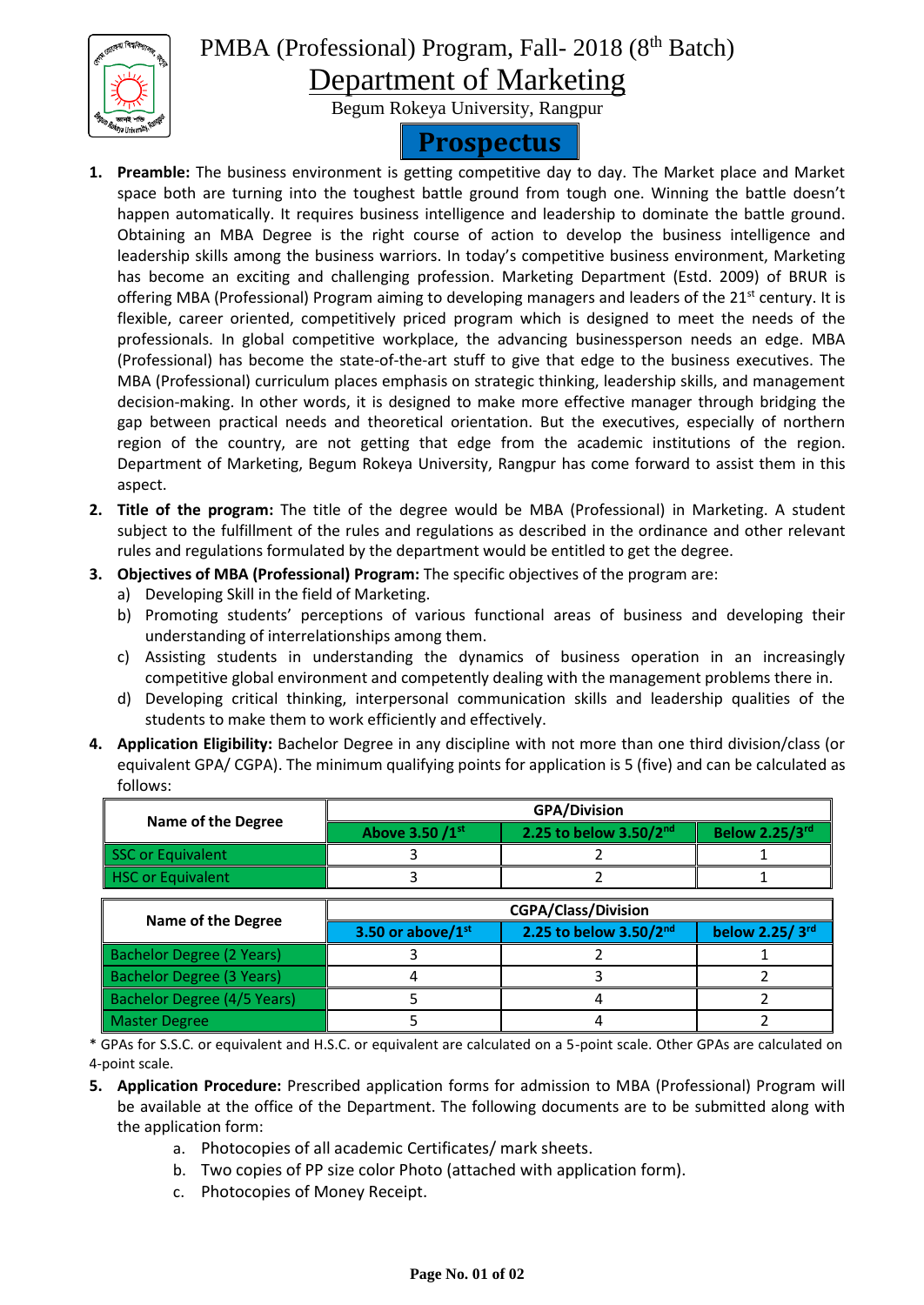# PMBA (Professional) Program, Fall- 2018 (8th Batch)

## Department of Marketing

Begum Rokeya University, Rangpur

## Prospectus

1. **Preamble:** The business environment is getting competitive day to day. The Market place and Market space both are turning into the toughest battle ground from tough one. Winning the battle doesn't happen automatically. It requires business intelligence and leadership to dominate the battle ground. Obtaining an MBA Degree is the right course of action to develop the business intelligence and leadership skills among the business warriors. In today's competitive business environment, Marketing has become an exciting and challenging profession. Marketing Department (Estd. 2009) of BRUR is offering MBA (Professional) Program aiming to developing managers and leaders of the 21st century. It is flexible, career oriented, competitively priced program which is designed to meet the needs of the professionals. In global competitive workplace, the advancing businessperson needs an edge. MBA (Professional) has become the state-of-the-art stuff to give that edge to the business executives. The MBA (Professional) curriculum places emphasis on strategic thinking, leadership skills, and management decision-making. In other words, it is designed to make more effective manager through bridging the gap between practical needs and theoretical orientation. But the executives, especially of northern region of the country, are not getting that edge from the academic institutions of the region. Department of Marketing, Begum Rokeya University, Rangpur has come forward to assist them in this aspect.
2. **Title of the program:** The title of the degree would be MBA (Professional) in Marketing. A student subject to the fulfillment of the rules and regulations as described in the ordinance and other relevant rules and regulations formulated by the department would be entitled to get the degree.
3. **Objectives of MBA (Professional) Program:** The specific objectives of the program are:
   a) Developing Skill in the field of Marketing.
   b) Promoting students' perceptions of various functional areas of business and developing their understanding of interrelationships among them.
   c) Assisting students in understanding the dynamics of business operation in an increasingly competitive global environment and competently dealing with the management problems there in.
   d) Developing critical thinking, interpersonal communication skills and leadership qualities of the students to make them to work efficiently and effectively.
4. **Application Eligibility:** Bachelor Degree in any discipline with not more than one third division/class (or equivalent GPA/ CGPA). The minimum qualifying points for application is 5 (five) and can be calculated as follows:

| Name of the Degree | GPA/Division | | |
|---|---|---|---|
| | Above 3.50 /1st | 2.25 to below 3.50/2nd | Below 2.25/3rd |
| SSC or Equivalent | 3 | 2 | 1 |
| HSC or Equivalent | 3 | 2 | 1 |

| Name of the Degree | CGPA/Class/Division | | |
|---|---|---|---|
| | 3.50 or above/1st | 2.25 to below 3.50/2nd | below 2.25/ 3rd |
| Bachelor Degree (2 Years) | 3 | 2 | 1 |
| Bachelor Degree (3 Years) | 4 | 3 | 2 |
| Bachelor Degree (4/5 Years) | 5 | 4 | 2 |
| Master Degree | 5 | 4 | 2 |

* GPAs for S.S.C. or equivalent and H.S.C. or equivalent are calculated on a 5-point scale. Other GPAs are calculated on 4-point scale.

5. **Application Procedure:** Prescribed application forms for admission to MBA (Professional) Program will be available at the office of the Department. The following documents are to be submitted along with the application form:
   a. Photocopies of all academic Certificates/ mark sheets.
   b. Two copies of PP size color Photo (attached with application form).
   c. Photocopies of Money Receipt.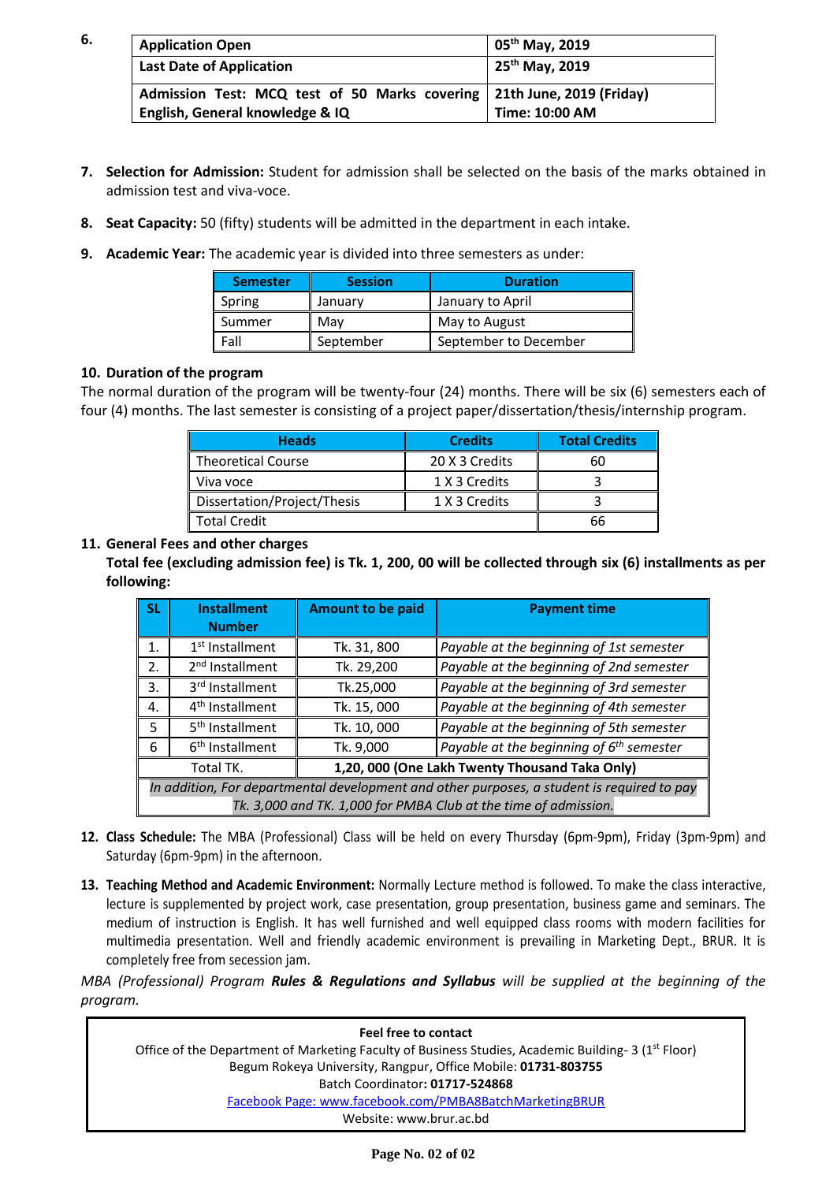6.

| Application Open | 05th May, 2019 |
|---|---|
| Last Date of Application | 25th May, 2019 |
| Admission Test: MCQ test of 50 Marks covering English, General knowledge & IQ | 21th June, 2019 (Friday) Time: 10:00 AM |

7. **Selection for Admission:** Student for admission shall be selected on the basis of the marks obtained in admission test and viva-voce.

8. **Seat Capacity:** 50 (fifty) students will be admitted in the department in each intake.

9. **Academic Year:** The academic year is divided into three semesters as under:

| Semester | Session | Duration |
|---|---|---|
| Spring | January | January to April |
| Summer | May | May to August |
| Fall | September | September to December |

**10. Duration of the program**

The normal duration of the program will be twenty-four (24) months. There will be six (6) semesters each of four (4) months. The last semester is consisting of a project paper/dissertation/thesis/internship program.

| Heads | Credits | Total Credits |
|---|---|---|
| Theoretical Course | 20 X 3 Credits | 60 |
| Viva voce | 1 X 3 Credits | 3 |
| Dissertation/Project/Thesis | 1 X 3 Credits | 3 |
| Total Credit | | 66 |

**11. General Fees and other charges**

**Total fee (excluding admission fee) is Tk. 1, 200, 00 will be collected through six (6) installments as per following:**

| SL | Installment Number | Amount to be paid | Payment time |
|---|---|---|---|
| 1. | 1st Installment | Tk. 31, 800 | *Payable at the beginning of 1st semester* |
| 2. | 2nd Installment | Tk. 29,200 | *Payable at the beginning of 2nd semester* |
| 3. | 3rd Installment | Tk.25,000 | *Payable at the beginning of 3rd semester* |
| 4. | 4th Installment | Tk. 15, 000 | *Payable at the beginning of 4th semester* |
| 5 | 5th Installment | Tk. 10, 000 | *Payable at the beginning of 5th semester* |
| 6 | 6th Installment | Tk. 9,000 | *Payable at the beginning of 6th semester* |
| Total TK. | | **1,20, 000 (One Lakh Twenty Thousand Taka Only)** | |
| *In addition, For departmental development and other purposes, a student is required to pay Tk. 3,000 and TK. 1,000 for PMBA Club at the time of admission.* | | | |

12. **Class Schedule:** The MBA (Professional) Class will be held on every Thursday (6pm-9pm), Friday (3pm-9pm) and Saturday (6pm-9pm) in the afternoon.

13. **Teaching Method and Academic Environment:** Normally Lecture method is followed. To make the class interactive, lecture is supplemented by project work, case presentation, group presentation, business game and seminars. The medium of instruction is English. It has well furnished and well equipped class rooms with modern facilities for multimedia presentation. Well and friendly academic environment is prevailing in Marketing Dept., BRUR. It is completely free from secession jam.

*MBA (Professional) Program* ***Rules & Regulations and Syllabus*** *will be supplied at the beginning of the program.*

**Feel free to contact**

Office of the Department of Marketing Faculty of Business Studies, Academic Building- 3 (1st Floor)
Begum Rokeya University, Rangpur, Office Mobile: **01731-803755**
Batch Coordinator**: 01717-524868**
Facebook Page: www.facebook.com/PMBA8BatchMarketingBRUR
Website: www.brur.ac.bd